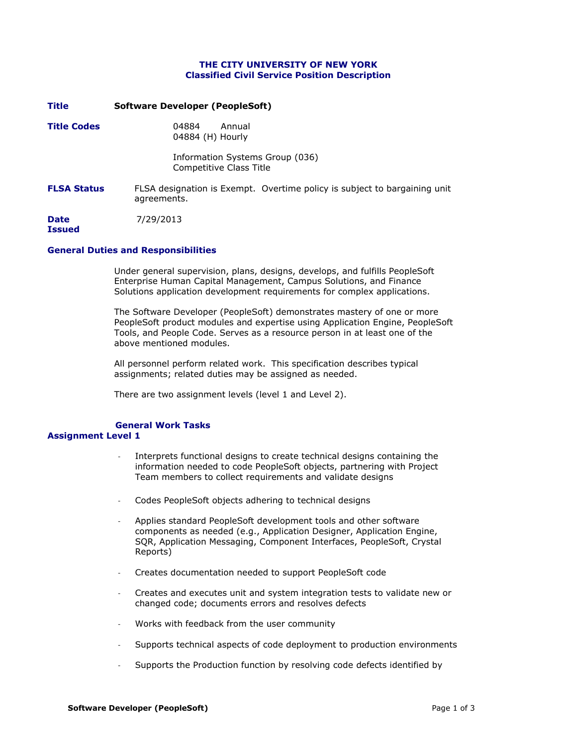**THE CITY UNIVERSITY OF NEW YORK**
**Classified Civil Service Position Description**

**Title** **Software Developer (PeopleSoft)**

**Title Codes**
04884 Annual
04884 (H) Hourly

Information Systems Group (036)
Competitive Class Title

**FLSA Status** FLSA designation is Exempt. Overtime policy is subject to bargaining unit agreements.

**Date Issued** 7/29/2013

## General Duties and Responsibilities

Under general supervision, plans, designs, develops, and fulfills PeopleSoft Enterprise Human Capital Management, Campus Solutions, and Finance Solutions application development requirements for complex applications.

The Software Developer (PeopleSoft) demonstrates mastery of one or more PeopleSoft product modules and expertise using Application Engine, PeopleSoft Tools, and People Code. Serves as a resource person in at least one of the above mentioned modules.

All personnel perform related work. This specification describes typical assignments; related duties may be assigned as needed.

There are two assignment levels (level 1 and Level 2).

### General Work Tasks

### Assignment Level 1

- Interprets functional designs to create technical designs containing the information needed to code PeopleSoft objects, partnering with Project Team members to collect requirements and validate designs
- Codes PeopleSoft objects adhering to technical designs
- Applies standard PeopleSoft development tools and other software components as needed (e.g., Application Designer, Application Engine, SQR, Application Messaging, Component Interfaces, PeopleSoft, Crystal Reports)
- Creates documentation needed to support PeopleSoft code
- Creates and executes unit and system integration tests to validate new or changed code; documents errors and resolves defects
- Works with feedback from the user community
- Supports technical aspects of code deployment to production environments
- Supports the Production function by resolving code defects identified by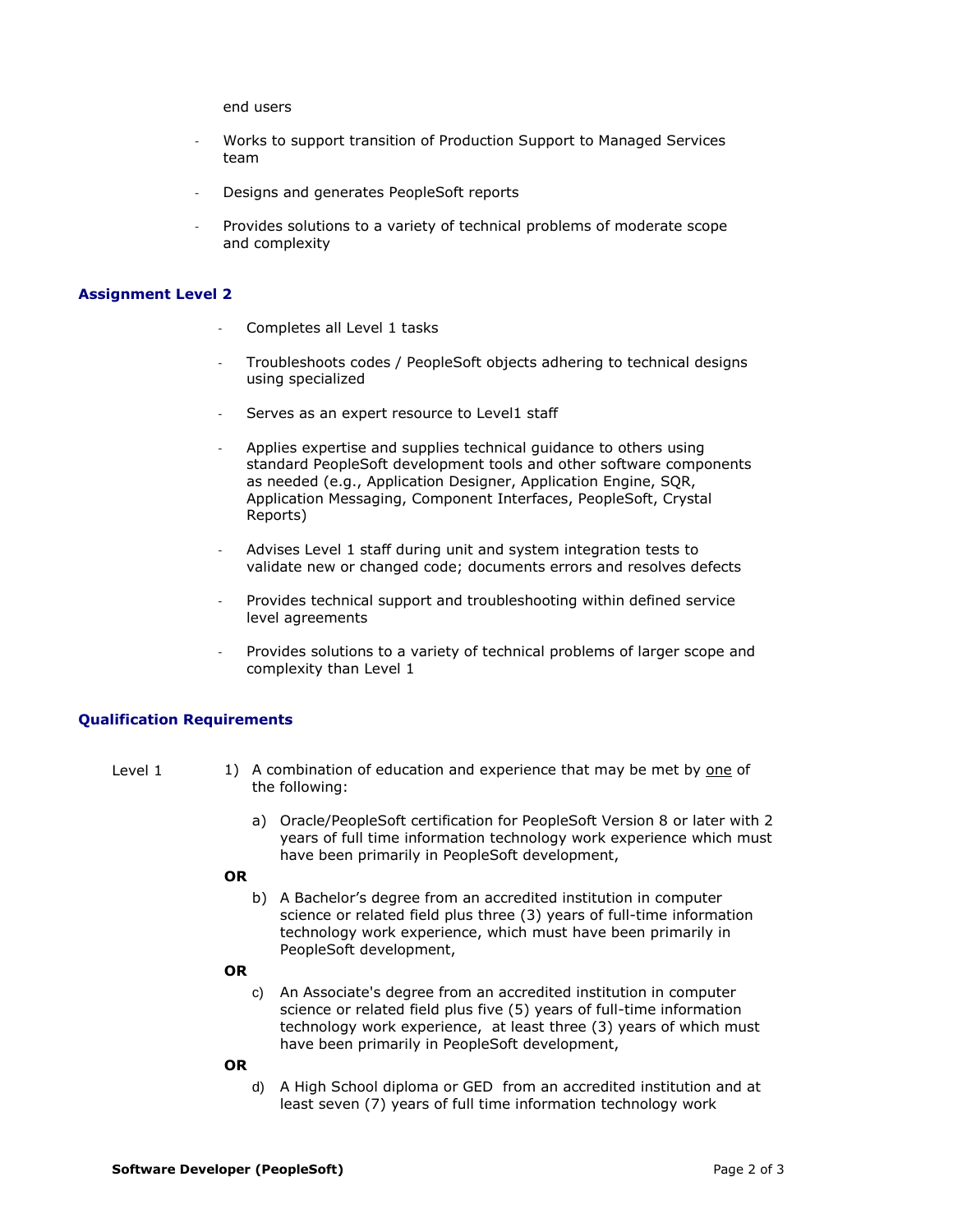end users

- Works to support transition of Production Support to Managed Services team
- Designs and generates PeopleSoft reports
- Provides solutions to a variety of technical problems of moderate scope and complexity

### Assignment Level 2

- Completes all Level 1 tasks
- Troubleshoots codes / PeopleSoft objects adhering to technical designs using specialized
- Serves as an expert resource to Level1 staff
- Applies expertise and supplies technical guidance to others using standard PeopleSoft development tools and other software components as needed (e.g., Application Designer, Application Engine, SQR, Application Messaging, Component Interfaces, PeopleSoft, Crystal Reports)
- Advises Level 1 staff during unit and system integration tests to validate new or changed code; documents errors and resolves defects
- Provides technical support and troubleshooting within defined service level agreements
- Provides solutions to a variety of technical problems of larger scope and complexity than Level 1

### Qualification Requirements

Level 1

1) A combination of education and experience that may be met by one of the following:

   a) Oracle/PeopleSoft certification for PeopleSoft Version 8 or later with 2 years of full time information technology work experience which must have been primarily in PeopleSoft development,

   **OR**

   b) A Bachelor's degree from an accredited institution in computer science or related field plus three (3) years of full-time information technology work experience, which must have been primarily in PeopleSoft development,

   **OR**

   c) An Associate's degree from an accredited institution in computer science or related field plus five (5) years of full-time information technology work experience, at least three (3) years of which must have been primarily in PeopleSoft development,

   **OR**

   d) A High School diploma or GED from an accredited institution and at least seven (7) years of full time information technology work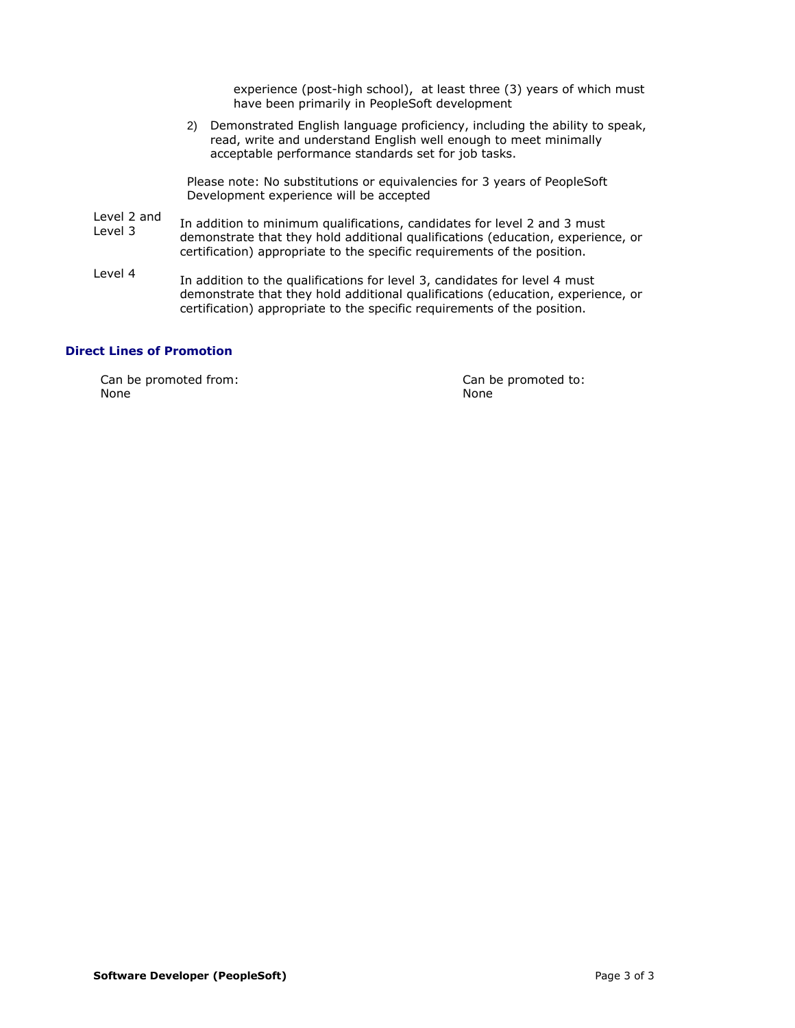experience (post-high school), at least three (3) years of which must have been primarily in PeopleSoft development

2) Demonstrated English language proficiency, including the ability to speak, read, write and understand English well enough to meet minimally acceptable performance standards set for job tasks.

Please note: No substitutions or equivalencies for 3 years of PeopleSoft Development experience will be accepted

| | |
|---|---|
| Level 2 and Level 3 | In addition to minimum qualifications, candidates for level 2 and 3 must demonstrate that they hold additional qualifications (education, experience, or certification) appropriate to the specific requirements of the position. |
| Level 4 | In addition to the qualifications for level 3, candidates for level 4 must demonstrate that they hold additional qualifications (education, experience, or certification) appropriate to the specific requirements of the position. |

### Direct Lines of Promotion

| Can be promoted from: | Can be promoted to: |
|---|---|
| None | None |